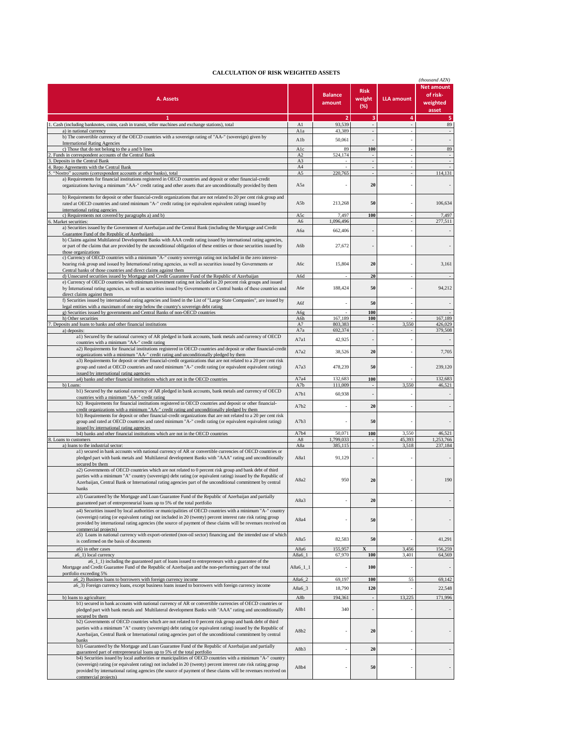# CALCULATION OF RISK WEIGHTED ASSETS

*(thousand AZN)*

| A. Assets | | Balance amount | Risk weight (%) | LLA amount | Net amount of risk-weighted asset |
|---|---|---|---|---|---|
| 1 | | 2 | 3 | 4 | 5 |
| 1. Cash (including banknotes, coins, cash in transit, teller machines and exchange stations), total | A1 | 93,539 | - | - | 89 |
| a) in national currency | A1a | 43,389 | - | - | - |
| b) The convertible currency of the OECD countries with a sovereign rating of "AA-" (sovereign) given by International Rating Agencies | A1b | 50,061 | - | - | - |
| c) Those that do not belong to the a and b lines | A1c | 89 | 100 | - | 89 |
| 2. Funds in correspondent accounts of the Central Bank | A2 | 524,174 | - | - | - |
| 3. Deposits in the Central Bank | A3 | - | - | - | - |
| 4. Repo Agreements with the Central Bank | A4 | - | - | - | - |
| 5. "Nostro" accounts (correspondent accounts at other banks), total | A5 | 220,765 | - | - | 114,131 |
| a) Requirements for financial institutions registered in OECD countries and deposit or other financial-credit organizations having a minimum "AA-" credit rating and other assets that are unconditionally provided by them | A5a | - | 20 | - | - |
| b) Requirements for deposit or other financial-credit organizations that are not related to a 20 per cent risk group and rated at OECD countries and rated minimum "A-" credit rating (or equivalent equivalent rating) issued by international rating agencies | A5b | 213,268 | 50 | - | 106,634 |
| c) Requirements not covered by paragraphs a) and b) | A5c | 7,497 | 100 | - | 7,497 |
| 6. Market securities: | A6 | 1,096,496 | | - | 277,511 |
| a) Securities issued by the Government of Azerbaijan and the Central Bank (including the Mortgage and Credit Guarantee Fund of the Republic of Azerbaijan) | A6a | 662,406 | - | - | - |
| b) Claims against Multilateral Development Banks with AAA credit rating issued by international rating agencies, or part of the claims that are provided by the unconditional obligation of these entities or those securities issued by those organizations | A6b | 27,672 | - | - | - |
| c) Currency of OECD countries with a minimum "A-" country sovereign rating not included in the zero interest-bearing risk group and issued by İnternational rating agencies, as well as securities issued by Governments or Central banks of those countries and direct claims against them | A6c | 15,804 | 20 | - | 3,161 |
| d) Unsecured securities issued by Mortgage and Credit Guarantee Fund of the Republic of Azerbaijan | A6d | - | 20 | - | - |
| e) Currency of OECD countries with minimum investment rating not included in 20 percent risk groups and issued by İnternational rating agencies, as well as securities issued by Governments or Central banks of these countries and direct claims against them | A6e | 188,424 | 50 | - | 94,212 |
| f) Securities issued by international rating agencies and listed in the List of "Large State Companies", are issued by legal entities with a maximum of one step below the country's sovereign debt rating | A6f | - | 50 | - | - |
| g) Securities issued by governments and Central Banks of non-OECD countries | A6g | - | 100 | - | - |
| h) Other securities | A6h | 167,189 | 100 | - | 167,189 |
| 7. Deposits and loans to banks and other financial institutions | A7 | 803,383 | - | 3,550 | 426,029 |
| a) deposits: | A7a | 692,374 | - | - | 379,508 |
| a1) Secured by the national currency of AR pledged in bank accounts, bank metals and currency of OECD countries with a minimum "AA-" credit rating | A7a1 | 42,925 | - | - | - |
| a2) Requirements for financial institutions registered in OECD countries and deposit or other financial-credit organizations with a minimum "AA-" credit rating and unconditionally pledged by them | A7a2 | 38,526 | 20 | - | 7,705 |
| a3) Requirements for deposit or other financial-credit organizations that are not related to a 20 per cent risk group and rated at OECD countries and rated minimum "A-" credit rating (or equivalent equivalent rating) issued by international rating agencies | A7a3 | 478,239 | 50 | - | 239,120 |
| a4) banks and other financial institutions which are not in the OECD countries | A7a4 | 132,683 | 100 | - | 132,683 |
| b) Loans: | A7b | 111,009 | - | 3,550 | 46,521 |
| b1) Secured by the national currency of AR pledged in bank accounts, bank metals and currency of OECD countries with a minimum "AA-" credit rating | A7b1 | 60,938 | - | - | - |
| b2) Requirements for financial institutions registered in OECD countries and deposit or other financial-credit organizations with a minimum "AA-" credit rating and unconditionally pledged by them | A7b2 | - | 20 | - | - |
| b3) Requirements for deposit or other financial-credit organizations that are not related to a 20 per cent risk group and rated at OECD countries and rated minimum "A-" credit rating (or equivalent equivalent rating) issued by international rating agencies | A7b3 | - | 50 | - | - |
| b4) banks and other financial institutions which are not in the OECD countries | A7b4 | 50,071 | 100 | 3,550 | 46,521 |
| 8. Loans to customers | A8 | 1,799,033 | - | 45,393 | 1,253,766 |
| a) loans to the industrial sector: | A8a | 385,115 | - | 3,518 | 237,184 |
| a1) secured in bank accounts with national currency of AR or convertible currencies of OECD countries or pledged part with bank metals and Multilateral development Banks with "AAA" rating and unconditionally secured by them | A8a1 | 91,129 | - | - | - |
| a2) Governments of OECD countries which are not related to 0 percent risk group and bank debt of third parties with a minimum "A" country (sovereign) debt rating (or equivalent rating) issued by the Republic of Azerbaijan, Central Bank or International rating agencies part of the unconditional commitment by central banks | A8a2 | 950 | 20 | - | 190 |
| a3) Guaranteed by the Mortgage and Loan Guarantee Fund of the Republic of Azerbaijan and partially guaranteed part of entrepreneurial loans up to 5% of the total portfolio | A8a3 | - | 20 | - | - |
| a4) Securities issued by local authorities or municipalities of OECD countries with a minimum "A-" country (sovereign) rating (or equivalent rating) not included in 20 (twenty) percent interest rate risk rating group provided by international rating agencies (the source of payment of these claims will be revenues received on commercial projects) | A8a4 | - | 50 | - | - |
| a5) Loans in national currency with export-oriented (non-oil sector) financing and the intended use of which is confirmed on the basis of documents | A8a5 | 82,583 | 50 | - | 41,291 |
| a6) in other cases | A8a6 | 155,957 | X | 3,456 | 156,259 |
| a6_1) local currency | A8a6_1 | 67,970 | 100 | 3,401 | 64,569 |
| a6_1_1) including the guaranteed part of loans issued to entrepreneurs with a guarantee of the Mortgage and Credit Guarantee Fund of the Republic of Azerbaijan and the non-performing part of the total portfolio exceeding 5% | A8a6_1_1 | - | 100 | - | - |
| a6_2) Business loans to borrowers with foreign currency income | A8a6_2 | 69,197 | 100 | 55 | 69,142 |
| a6_3) Foreign currency loans, except business loans issued to borrowers with foreign currency income | A8a6_3 | 18,790 | 120 | - | 22,548 |
| b) loans to agriculture: | A8b | 194,361 | - | 13,225 | 171,996 |
| b1) secured in bank accounts with national currency of AR or convertible currencies of OECD countries or pledged part with bank metals and Multilateral development Banks with "AAA" rating and unconditionally secured by them | A8b1 | 340 | - | - | - |
| b2) Governments of OECD countries which are not related to 0 percent risk group and bank debt of third parties with a minimum "A" country (sovereign) debt rating (or equivalent rating) issued by the Republic of Azerbaijan, Central Bank or International rating agencies part of the unconditional commitment by central banks | A8b2 | - | 20 | - | - |
| b3) Guaranteed by the Mortgage and Loan Guarantee Fund of the Republic of Azerbaijan and partially guaranteed part of entrepreneurial loans up to 5% of the total portfolio | A8b3 | - | 20 | - | - |
| b4) Securities issued by local authorities or municipalities of OECD countries with a minimum "A-" country (sovereign) rating (or equivalent rating) not included in 20 (twenty) percent interest rate risk rating group provided by international rating agencies (the source of payment of these claims will be revenues received on commercial projects) | A8b4 | - | 50 | - | - |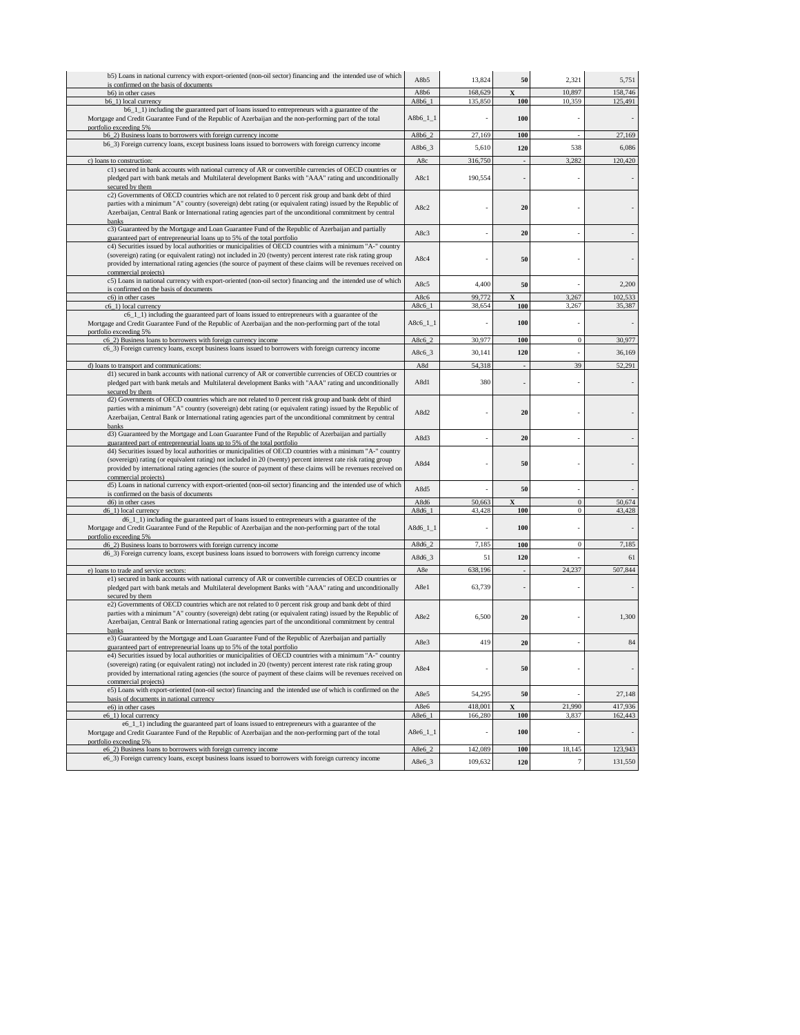| | | | | | |
|---|---|---|---|---|---|
| b5) Loans in national currency with export-oriented (non-oil sector) financing and the intended use of which is confirmed on the basis of documents | A8b5 | 13,824 | 50 | 2,321 | 5,751 |
| b6) in other cases | A8b6 | 168,629 | X | 10,897 | 158,746 |
| b6_1) local currency | A8b6_1 | 135,850 | 100 | 10,359 | 125,491 |
| b6_1_1) including the guaranteed part of loans issued to entrepreneurs with a guarantee of the Mortgage and Credit Guarantee Fund of the Republic of Azerbaijan and the non-performing part of the total portfolio exceeding 5% | A8b6_1_1 | - | 100 | - | - |
| b6_2) Business loans to borrowers with foreign currency income | A8b6_2 | 27,169 | 100 | - | 27,169 |
| b6_3) Foreign currency loans, except business loans issued to borrowers with foreign currency income | A8b6_3 | 5,610 | 120 | 538 | 6,086 |
| c) loans to construction: | A8c | 316,750 | - | 3,282 | 120,420 |
| c1) secured in bank accounts with national currency of AR or convertible currencies of OECD countries or pledged part with bank metals and Multilateral development Banks with "AAA" rating and unconditionally secured by them | A8c1 | 190,554 | - | - | - |
| c2) Governments of OECD countries which are not related to 0 percent risk group and bank debt of third parties with a minimum "A" country (sovereign) debt rating (or equivalent rating) issued by the Republic of Azerbaijan, Central Bank or International rating agencies part of the unconditional commitment by central banks | A8c2 | - | 20 | - | - |
| c3) Guaranteed by the Mortgage and Loan Guarantee Fund of the Republic of Azerbaijan and partially guaranteed part of entrepreneurial loans up to 5% of the total portfolio | A8c3 | - | 20 | - | - |
| c4) Securities issued by local authorities or municipalities of OECD countries with a minimum "A-" country (sovereign) rating (or equivalent rating) not included in 20 (twenty) percent interest rate risk rating group provided by international rating agencies (the source of payment of these claims will be revenues received on commercial projects) | A8c4 | - | 50 | - | - |
| c5) Loans in national currency with export-oriented (non-oil sector) financing and the intended use of which is confirmed on the basis of documents | A8c5 | 4,400 | 50 | - | 2,200 |
| c6) in other cases | A8c6 | 99,772 | X | 3,267 | 102,533 |
| c6_1) local currency | A8c6_1 | 38,654 | 100 | 3,267 | 35,387 |
| c6_1_1) including the guaranteed part of loans issued to entrepreneurs with a guarantee of the Mortgage and Credit Guarantee Fund of the Republic of Azerbaijan and the non-performing part of the total portfolio exceeding 5% | A8c6_1_1 | - | 100 | - | - |
| c6_2) Business loans to borrowers with foreign currency income | A8c6_2 | 30,977 | 100 | 0 | 30,977 |
| c6_3) Foreign currency loans, except business loans issued to borrowers with foreign currency income | A8c6_3 | 30,141 | 120 | - | 36,169 |
| d) loans to transport and communications: | A8d | 54,318 | - | 39 | 52,291 |
| d1) secured in bank accounts with national currency of AR or convertible currencies of OECD countries or pledged part with bank metals and Multilateral development Banks with "AAA" rating and unconditionally secured by them | A8d1 | 380 | - | - | - |
| d2) Governments of OECD countries which are not related to 0 percent risk group and bank debt of third parties with a minimum "A" country (sovereign) debt rating (or equivalent rating) issued by the Republic of Azerbaijan, Central Bank or International rating agencies part of the unconditional commitment by central banks | A8d2 | - | 20 | - | - |
| d3) Guaranteed by the Mortgage and Loan Guarantee Fund of the Republic of Azerbaijan and partially guaranteed part of entrepreneurial loans up to 5% of the total portfolio | A8d3 | - | 20 | - | - |
| d4) Securities issued by local authorities or municipalities of OECD countries with a minimum "A-" country (sovereign) rating (or equivalent rating) not included in 20 (twenty) percent interest rate risk rating group provided by international rating agencies (the source of payment of these claims will be revenues received on commercial projects) | A8d4 | - | 50 | - | - |
| d5) Loans in national currency with export-oriented (non-oil sector) financing and the intended use of which is confirmed on the basis of documents | A8d5 | - | 50 | - | - |
| d6) in other cases | A8d6 | 50,663 | X | 0 | 50,674 |
| d6_1) local currency | A8d6_1 | 43,428 | 100 | 0 | 43,428 |
| d6_1_1) including the guaranteed part of loans issued to entrepreneurs with a guarantee of the Mortgage and Credit Guarantee Fund of the Republic of Azerbaijan and the non-performing part of the total portfolio exceeding 5% | A8d6_1_1 | - | 100 | - | - |
| d6_2) Business loans to borrowers with foreign currency income | A8d6_2 | 7,185 | 100 | 0 | 7,185 |
| d6_3) Foreign currency loans, except business loans issued to borrowers with foreign currency income | A8d6_3 | 51 | 120 | - | 61 |
| e) loans to trade and service sectors: | A8e | 638,196 | - | 24,237 | 507,844 |
| e1) secured in bank accounts with national currency of AR or convertible currencies of OECD countries or pledged part with bank metals and Multilateral development Banks with "AAA" rating and unconditionally secured by them | A8e1 | 63,739 | - | - | - |
| e2) Governments of OECD countries which are not related to 0 percent risk group and bank debt of third parties with a minimum "A" country (sovereign) debt rating (or equivalent rating) issued by the Republic of Azerbaijan, Central Bank or International rating agencies part of the unconditional commitment by central banks | A8e2 | 6,500 | 20 | - | 1,300 |
| e3) Guaranteed by the Mortgage and Loan Guarantee Fund of the Republic of Azerbaijan and partially guaranteed part of entrepreneurial loans up to 5% of the total portfolio | A8e3 | 419 | 20 | - | 84 |
| e4) Securities issued by local authorities or municipalities of OECD countries with a minimum "A-" country (sovereign) rating (or equivalent rating) not included in 20 (twenty) percent interest rate risk rating group provided by international rating agencies (the source of payment of these claims will be revenues received on commercial projects) | A8e4 | - | 50 | - | - |
| e5) Loans with export-oriented (non-oil sector) financing and the intended use of which is confirmed on the basis of documents in national currency | A8e5 | 54,295 | 50 | - | 27,148 |
| e6) in other cases | A8e6 | 418,001 | X | 21,990 | 417,936 |
| e6_1) local currency | A8e6_1 | 166,280 | 100 | 3,837 | 162,443 |
| e6_1_1) including the guaranteed part of loans issued to entrepreneurs with a guarantee of the Mortgage and Credit Guarantee Fund of the Republic of Azerbaijan and the non-performing part of the total portfolio exceeding 5% | A8e6_1_1 | - | 100 | - | - |
| e6_2) Business loans to borrowers with foreign currency income | A8e6_2 | 142,089 | 100 | 18,145 | 123,943 |
| e6_3) Foreign currency loans, except business loans issued to borrowers with foreign currency income | A8e6_3 | 109,632 | 120 | 7 | 131,550 |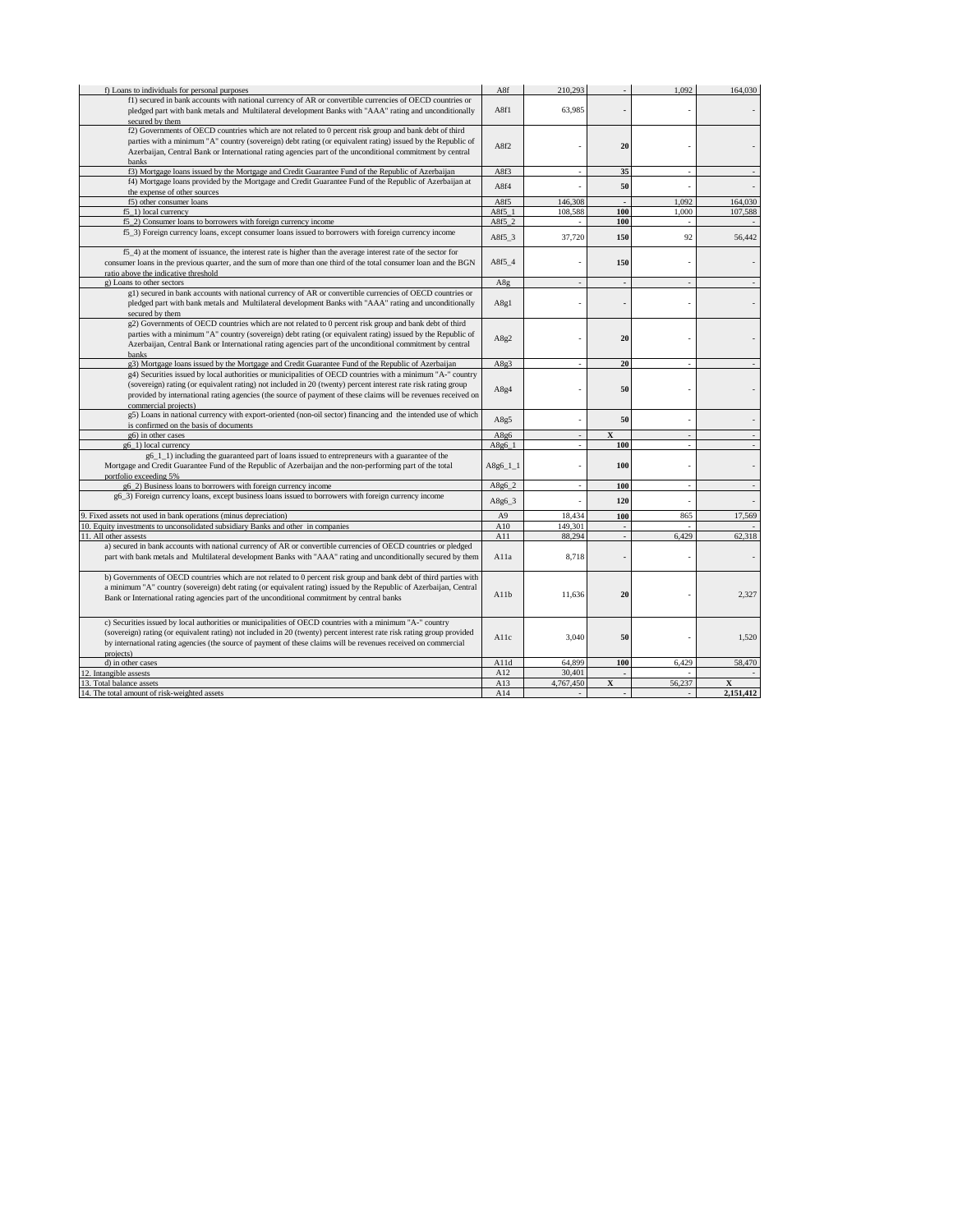| | | | | | |
|---|---|---|---|---|---|
| f) Loans to individuals for personal purposes | A8f | 210,293 | - | 1,092 | 164,030 |
| f1) secured in bank accounts with national currency of AR or convertible currencies of OECD countries or pledged part with bank metals and Multilateral development Banks with "AAA" rating and unconditionally secured by them | A8f1 | 63,985 | - | - | - |
| f2) Governments of OECD countries which are not related to 0 percent risk group and bank debt of third parties with a minimum "A" country (sovereign) debt rating (or equivalent rating) issued by the Republic of Azerbaijan, Central Bank or International rating agencies part of the unconditional commitment by central banks | A8f2 | - | 20 | - | - |
| f3) Mortgage loans issued by the Mortgage and Credit Guarantee Fund of the Republic of Azerbaijan | A8f3 | - | 35 | - | - |
| f4) Mortgage loans provided by the Mortgage and Credit Guarantee Fund of the Republic of Azerbaijan at the expense of other sources | A8f4 | - | 50 | - | - |
| f5) other consumer loans | A8f5 | 146,308 | - | 1,092 | 164,030 |
| f5_1) local currency | A8f5_1 | 108,588 | 100 | 1,000 | 107,588 |
| f5_2) Consumer loans to borrowers with foreign currency income | A8f5_2 | - | 100 | - | - |
| f5_3) Foreign currency loans, except consumer loans issued to borrowers with foreign currency income | A8f5_3 | 37,720 | 150 | 92 | 56,442 |
| f5_4) at the moment of issuance, the interest rate is higher than the average interest rate of the sector for consumer loans in the previous quarter, and the sum of more than one third of the total consumer loan and the BGN ratio above the indicative threshold | A8f5_4 | - | 150 | - | - |
| g) Loans to other sectors | A8g | - | - | - | - |
| g1) secured in bank accounts with national currency of AR or convertible currencies of OECD countries or pledged part with bank metals and Multilateral development Banks with "AAA" rating and unconditionally secured by them | A8g1 | - | - | - | - |
| g2) Governments of OECD countries which are not related to 0 percent risk group and bank debt of third parties with a minimum "A" country (sovereign) debt rating (or equivalent rating) issued by the Republic of Azerbaijan, Central Bank or International rating agencies part of the unconditional commitment by central banks | A8g2 | - | 20 | - | - |
| g3) Mortgage loans issued by the Mortgage and Credit Guarantee Fund of the Republic of Azerbaijan | A8g3 | - | 20 | - | - |
| g4) Securities issued by local authorities or municipalities of OECD countries with a minimum "A-" country (sovereign) rating (or equivalent rating) not included in 20 (twenty) percent interest rate risk rating group provided by international rating agencies (the source of payment of these claims will be revenues received on commercial projects) | A8g4 | - | 50 | - | - |
| g5) Loans in national currency with export-oriented (non-oil sector) financing and the intended use of which is confirmed on the basis of documents | A8g5 | - | 50 | - | - |
| g6) in other cases | A8g6 | - | X | - | - |
| g6_1) local currency | A8g6_1 | - | 100 | - | - |
| g6_1_1) including the guaranteed part of loans issued to entrepreneurs with a guarantee of the Mortgage and Credit Guarantee Fund of the Republic of Azerbaijan and the non-performing part of the total portfolio exceeding 5% | A8g6_1_1 | - | 100 | - | - |
| g6_2) Business loans to borrowers with foreign currency income | A8g6_2 | - | 100 | - | - |
| g6_3) Foreign currency loans, except business loans issued to borrowers with foreign currency income | A8g6_3 | - | 120 | - | - |
| 9. Fixed assets not used in bank operations (minus depreciation) | A9 | 18,434 | 100 | 865 | 17,569 |
| 10. Equity investments to unconsolidated subsidiary Banks and other in companies | A10 | 149,301 | - | - | - |
| 11. All other assests | A11 | 88,294 | - | 6,429 | 62,318 |
| a) secured in bank accounts with national currency of AR or convertible currencies of OECD countries or pledged part with bank metals and Multilateral development Banks with "AAA" rating and unconditionally secured by them | A11a | 8,718 | - | - | - |
| b) Governments of OECD countries which are not related to 0 percent risk group and bank debt of third parties with a minimum "A" country (sovereign) debt rating (or equivalent rating) issued by the Republic of Azerbaijan, Central Bank or International rating agencies part of the unconditional commitment by central banks | A11b | 11,636 | 20 | - | 2,327 |
| c) Securities issued by local authorities or municipalities of OECD countries with a minimum "A-" country (sovereign) rating (or equivalent rating) not included in 20 (twenty) percent interest rate risk rating group provided by international rating agencies (the source of payment of these claims will be revenues received on commercial projects) | A11c | 3,040 | 50 | - | 1,520 |
| d) in other cases | A11d | 64,899 | 100 | 6,429 | 58,470 |
| 12. Intangible assests | A12 | 30,401 | - | - | - |
| 13. Total balance assets | A13 | 4,767,450 | X | 56,237 | X |
| 14. The total amount of risk-weighted assets | A14 | - | - | - | 2,151,412 |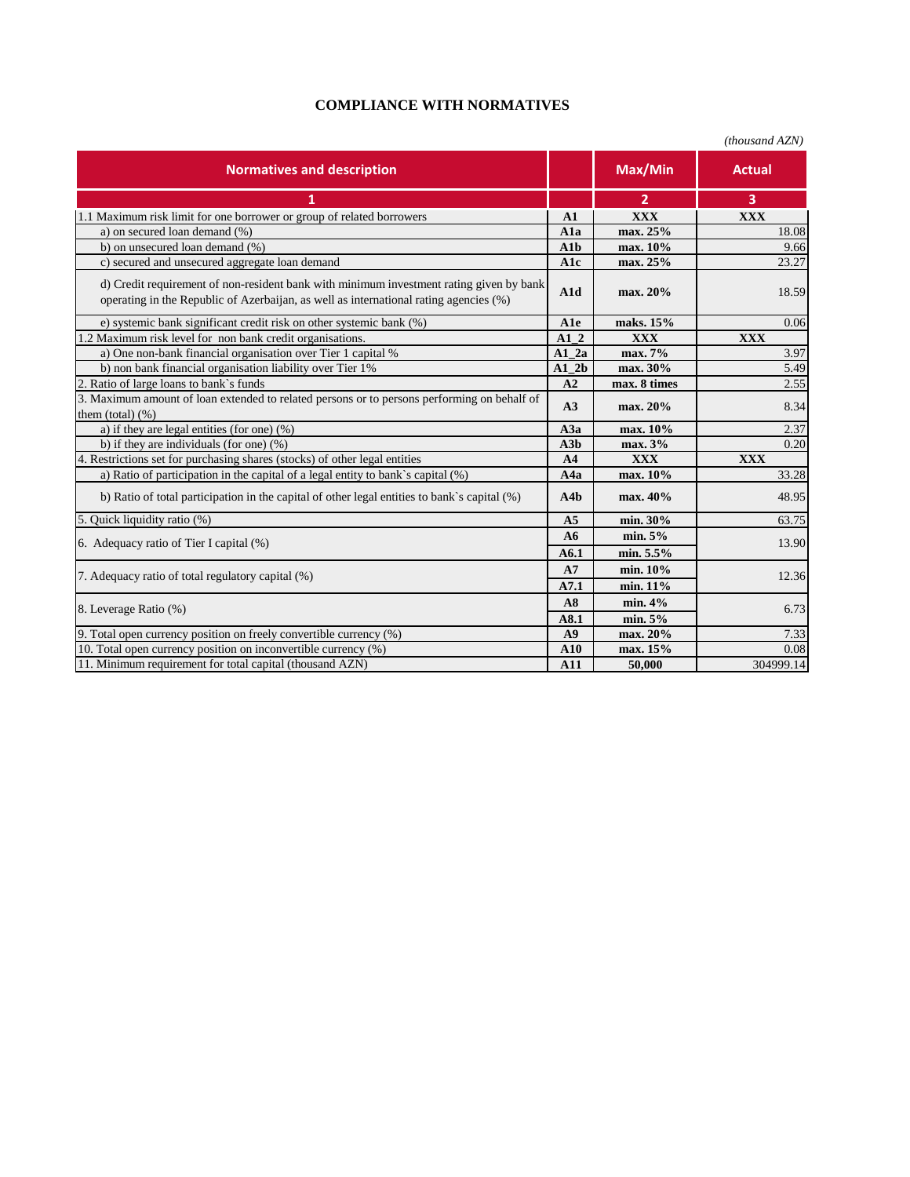## COMPLIANCE WITH NORMATIVES

*(thousand AZN)*

| Normatives and description | | Max/Min | Actual |
|---|---|---|---|
| 1 | | 2 | 3 |
| 1.1 Maximum risk limit for one borrower or group of related borrowers | A1 | XXX | XXX |
| a) on secured loan demand (%) | A1a | max. 25% | 18.08 |
| b) on unsecured loan demand (%) | A1b | max. 10% | 9.66 |
| c) secured and unsecured aggregate loan demand | A1c | max. 25% | 23.27 |
| d) Credit requirement of non-resident bank with minimum investment rating given by bank operating in the Republic of Azerbaijan, as well as international rating agencies (%) | A1d | max. 20% | 18.59 |
| e) systemic bank significant credit risk on other systemic bank (%) | A1e | maks. 15% | 0.06 |
| 1.2 Maximum risk level for non bank credit organisations. | A1_2 | XXX | XXX |
| a) One non-bank financial organisation over Tier 1 capital % | A1_2a | max. 7% | 3.97 |
| b) non bank financial organisation liability over Tier 1% | A1_2b | max. 30% | 5.49 |
| 2. Ratio of large loans to bank`s funds | A2 | max. 8 times | 2.55 |
| 3. Maximum amount of loan extended to related persons or to persons performing on behalf of them (total) (%) | A3 | max. 20% | 8.34 |
| a) if they are legal entities (for one) (%) | A3a | max. 10% | 2.37 |
| b) if they are individuals (for one) (%) | A3b | max. 3% | 0.20 |
| 4. Restrictions set for purchasing shares (stocks) of other legal entities | A4 | XXX | XXX |
| a) Ratio of participation in the capital of a legal entity to bank`s capital (%) | A4a | max. 10% | 33.28 |
| b) Ratio of total participation in the capital of other legal entities to bank`s capital (%) | A4b | max. 40% | 48.95 |
| 5. Quick liquidity ratio (%) | A5 | min. 30% | 63.75 |
| 6. Adequacy ratio of Tier I capital (%) | A6 | min. 5% | 13.90 |
| | A6.1 | min. 5.5% | |
| 7. Adequacy ratio of total regulatory capital (%) | A7 | min. 10% | 12.36 |
| | A7.1 | min. 11% | |
| 8. Leverage Ratio (%) | A8 | min. 4% | 6.73 |
| | A8.1 | min. 5% | |
| 9. Total open currency position on freely convertible currency (%) | A9 | max. 20% | 7.33 |
| 10. Total open currency position on inconvertible currency (%) | A10 | max. 15% | 0.08 |
| 11. Minimum requirement for total capital (thousand AZN) | A11 | 50,000 | 304999.14 |